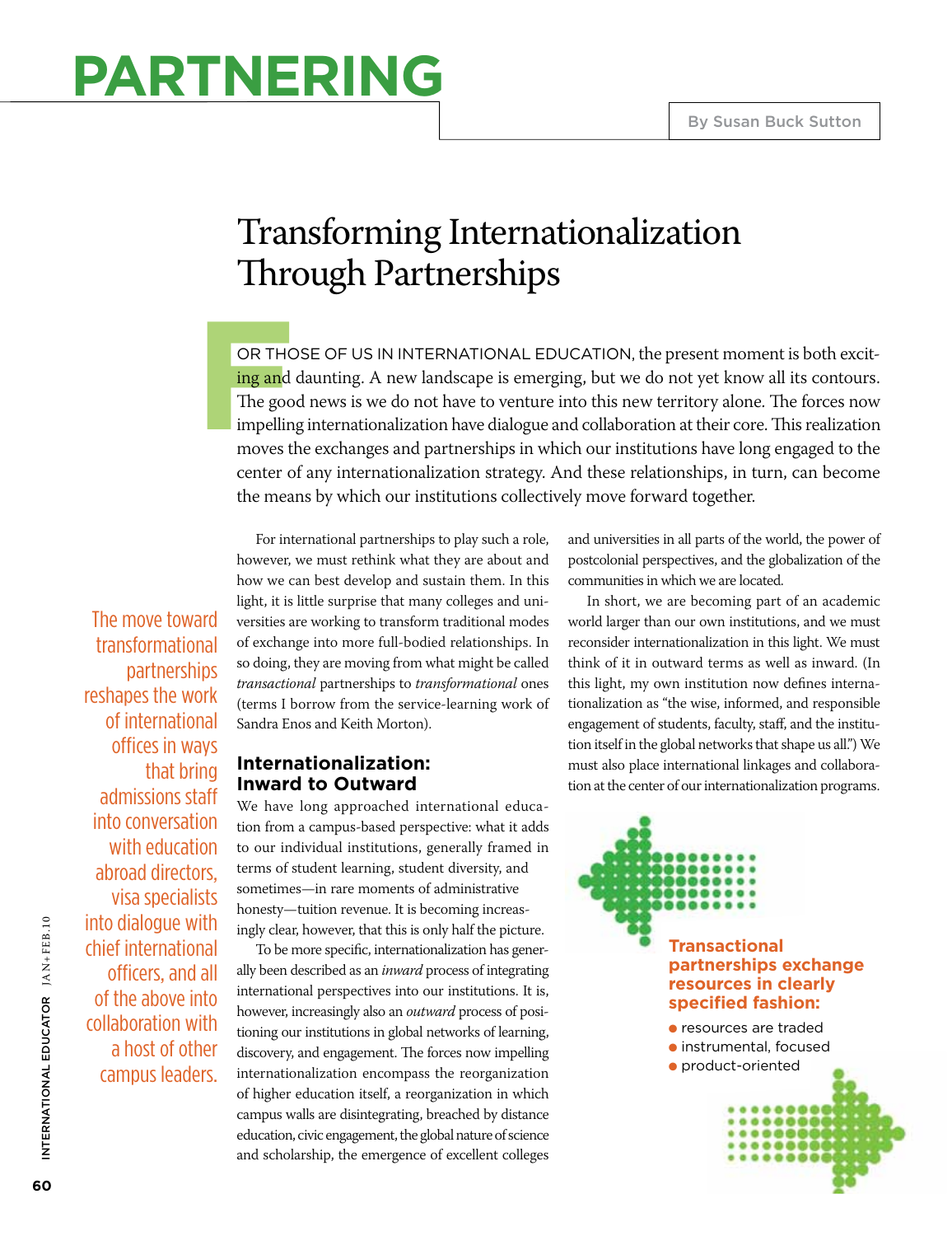# PARTNERING

By Susan Buck Sutton

## Transforming Internationalization Through Partnerships

FOR THOSE OF US IN INTERNATIONAL EDUCATION, the present moment is both exciting and daunting. A new landscape is emerging, but we do not yet know all its contours. The good news is we do not have to venture into this new territory alone. The forces now impelling internationalization have dialogue and collaboration at their core. This realization moves the exchanges and partnerships in which our institutions have long engaged to the center of any internationalization strategy. And these relationships, in turn, can become the means by which our institutions collectively move forward together.

For international partnerships to play such a role, however, we must rethink what they are about and how we can best develop and sustain them. In this light, it is little surprise that many colleges and universities are working to transform traditional modes of exchange into more full-bodied relationships. In so doing, they are moving from what might be called *transactional* partnerships to *transformational* ones (terms I borrow from the service-learning work of Sandra Enos and Keith Morton).

> The move toward transformational partnerships reshapes the work of international offices in ways that bring admissions staff into conversation with education abroad directors, visa specialists into dialogue with chief international officers, and all of the above into collaboration with a host of other campus leaders.

### Internationalization: Inward to Outward

We have long approached international education from a campus-based perspective: what it adds to our individual institutions, generally framed in terms of student learning, student diversity, and sometimes—in rare moments of administrative honesty—tuition revenue. It is becoming increasingly clear, however, that this is only half the picture.

To be more specific, internationalization has generally been described as an *inward* process of integrating international perspectives into our institutions. It is, however, increasingly also an *outward* process of positioning our institutions in global networks of learning, discovery, and engagement. The forces now impelling internationalization encompass the reorganization of higher education itself, a reorganization in which campus walls are disintegrating, breached by distance education, civic engagement, the global nature of science and scholarship, the emergence of excellent colleges and universities in all parts of the world, the power of postcolonial perspectives, and the globalization of the communities in which we are located.

In short, we are becoming part of an academic world larger than our own institutions, and we must reconsider internationalization in this light. We must think of it in outward terms as well as inward. (In this light, my own institution now defines internationalization as "the wise, informed, and responsible engagement of students, faculty, staff, and the institution itself in the global networks that shape us all.") We must also place international linkages and collaboration at the center of our internationalization programs.

**Transactional partnerships exchange resources in clearly specified fashion:**

- resources are traded
- instrumental, focused
- product-oriented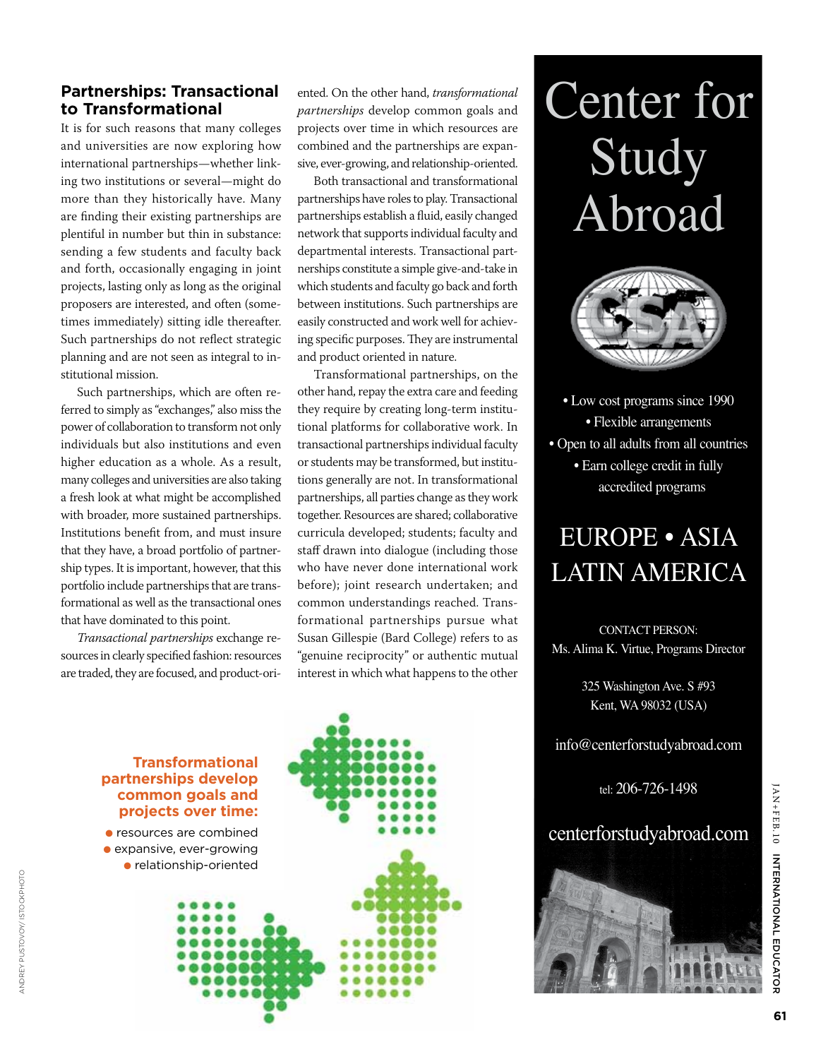## Partnerships: Transactional to Transformational

It is for such reasons that many colleges and universities are now exploring how international partnerships—whether linking two institutions or several—might do more than they historically have. Many are finding their existing partnerships are plentiful in number but thin in substance: sending a few students and faculty back and forth, occasionally engaging in joint projects, lasting only as long as the original proposers are interested, and often (sometimes immediately) sitting idle thereafter. Such partnerships do not reflect strategic planning and are not seen as integral to institutional mission.

Such partnerships, which are often referred to simply as "exchanges," also miss the power of collaboration to transform not only individuals but also institutions and even higher education as a whole. As a result, many colleges and universities are also taking a fresh look at what might be accomplished with broader, more sustained partnerships. Institutions benefit from, and must insure that they have, a broad portfolio of partnership types. It is important, however, that this portfolio include partnerships that are transformational as well as the transactional ones that have dominated to this point.

*Transactional partnerships* exchange resources in clearly specified fashion: resources are traded, they are focused, and product-oriented. On the other hand, *transformational partnerships* develop common goals and projects over time in which resources are combined and the partnerships are expansive, ever-growing, and relationship-oriented.

Both transactional and transformational partnerships have roles to play. Transactional partnerships establish a fluid, easily changed network that supports individual faculty and departmental interests. Transactional partnerships constitute a simple give-and-take in which students and faculty go back and forth between institutions. Such partnerships are easily constructed and work well for achieving specific purposes. They are instrumental and product oriented in nature.

Transformational partnerships, on the other hand, repay the extra care and feeding they require by creating long-term institutional platforms for collaborative work. In transactional partnerships individual faculty or students may be transformed, but institutions generally are not. In transformational partnerships, all parties change as they work together. Resources are shared; collaborative curricula developed; students; faculty and staff drawn into dialogue (including those who have never done international work before); joint research undertaken; and common understandings reached. Transformational partnerships pursue what Susan Gillespie (Bard College) refers to as "genuine reciprocity" or authentic mutual interest in which what happens to the other

**Transformational partnerships develop common goals and projects over time:**

- resources are combined
- expansive, ever-growing
- relationship-oriented

ANDREY PUSTOVOY/ ISTOCKPHOTO

# Center for Study Abroad

- Low cost programs since 1990
- Flexible arrangements
- Open to all adults from all countries
- Earn college credit in fully accredited programs

EUROPE • ASIA
LATIN AMERICA

CONTACT PERSON:
Ms. Alima K. Virtue, Programs Director

325 Washington Ave. S #93
Kent, WA 98032 (USA)

info@centerforstudyabroad.com

tel: 206-726-1498

centerforstudyabroad.com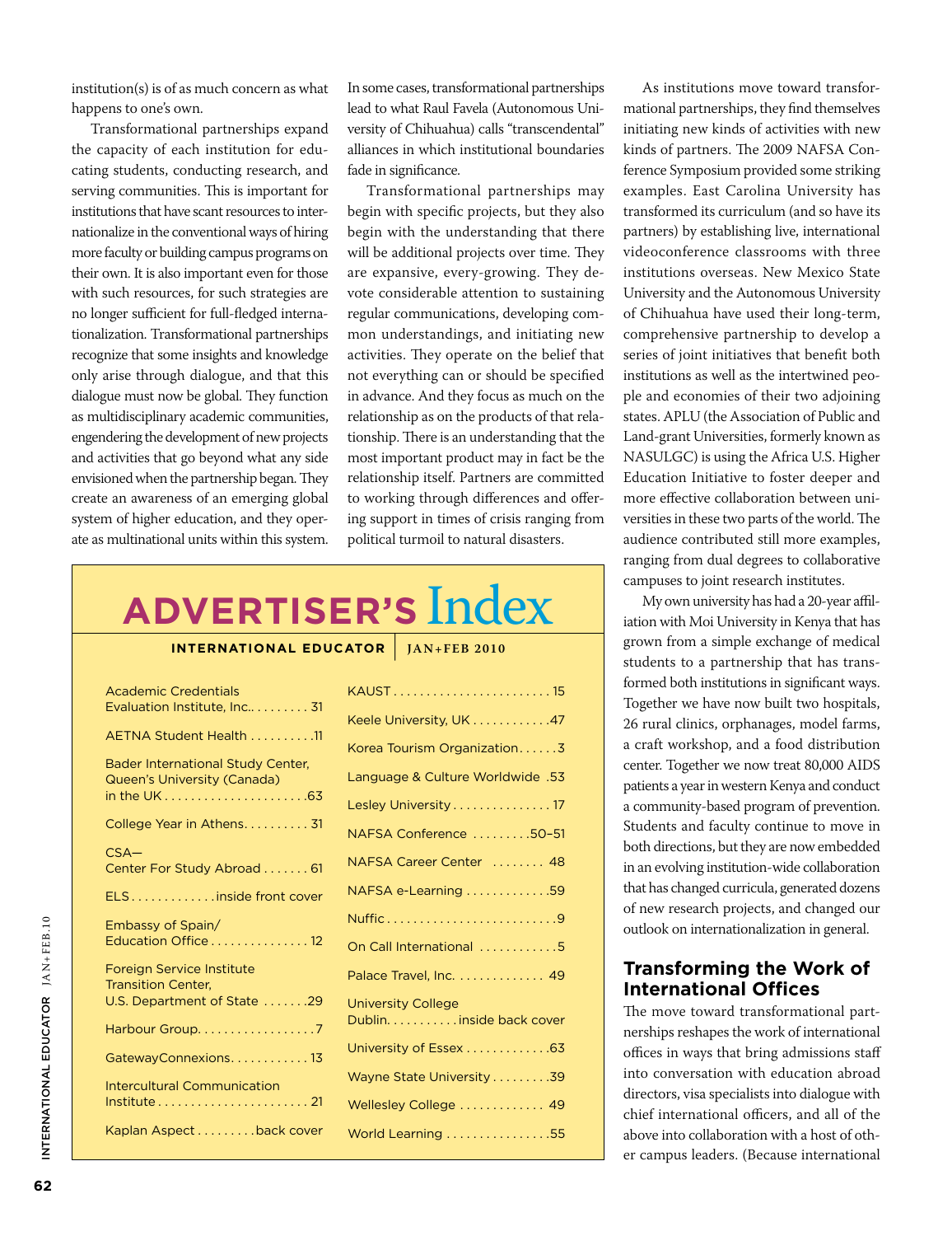institution(s) is of as much concern as what happens to one's own.

Transformational partnerships expand the capacity of each institution for educating students, conducting research, and serving communities. This is important for institutions that have scant resources to internationalize in the conventional ways of hiring more faculty or building campus programs on their own. It is also important even for those with such resources, for such strategies are no longer sufficient for full-fledged internationalization. Transformational partnerships recognize that some insights and knowledge only arise through dialogue, and that this dialogue must now be global. They function as multidisciplinary academic communities, engendering the development of new projects and activities that go beyond what any side envisioned when the partnership began. They create an awareness of an emerging global system of higher education, and they operate as multinational units within this system. In some cases, transformational partnerships lead to what Raul Favela (Autonomous University of Chihuahua) calls "transcendental" alliances in which institutional boundaries fade in significance.

Transformational partnerships may begin with specific projects, but they also begin with the understanding that there will be additional projects over time. They are expansive, every-growing. They devote considerable attention to sustaining regular communications, developing common understandings, and initiating new activities. They operate on the belief that not everything can or should be specified in advance. And they focus as much on the relationship as on the products of that relationship. There is an understanding that the most important product may in fact be the relationship itself. Partners are committed to working through differences and offering support in times of crisis ranging from political turmoil to natural disasters.

As institutions move toward transformational partnerships, they find themselves initiating new kinds of activities with new kinds of partners. The 2009 NAFSA Conference Symposium provided some striking examples. East Carolina University has transformed its curriculum (and so have its partners) by establishing live, international videoconference classrooms with three institutions overseas. New Mexico State University and the Autonomous University of Chihuahua have used their long-term, comprehensive partnership to develop a series of joint initiatives that benefit both institutions as well as the intertwined people and economies of their two adjoining states. APLU (the Association of Public and Land-grant Universities, formerly known as NASULGC) is using the Africa U.S. Higher Education Initiative to foster deeper and more effective collaboration between universities in these two parts of the world. The audience contributed still more examples, ranging from dual degrees to collaborative campuses to joint research institutes.

My own university has had a 20-year affiliation with Moi University in Kenya that has grown from a simple exchange of medical students to a partnership that has transformed both institutions in significant ways. Together we have now built two hospitals, 26 rural clinics, orphanages, model farms, a craft workshop, and a food distribution center. Together we now treat 80,000 AIDS patients a year in western Kenya and conduct a community-based program of prevention. Students and faculty continue to move in both directions, but they are now embedded in an evolving institution-wide collaboration that has changed curricula, generated dozens of new research projects, and changed our outlook on internationalization in general.

## Transforming the Work of International Offices

The move toward transformational partnerships reshapes the work of international offices in ways that bring admissions staff into conversation with education abroad directors, visa specialists into dialogue with chief international officers, and all of the above into collaboration with a host of other campus leaders. (Because international

## ADVERTISER'S Index

**INTERNATIONAL EDUCATOR | JAN+FEB 2010**

| Advertiser | Page |
|---|---|
| Academic Credentials Evaluation Institute, Inc. | 31 |
| AETNA Student Health | 11 |
| Bader International Study Center, Queen's University (Canada) in the UK | 63 |
| College Year in Athens | 31 |
| CSA—Center For Study Abroad | 61 |
| ELS | inside front cover |
| Embassy of Spain/Education Office | 12 |
| Foreign Service Institute Transition Center, U.S. Department of State | 29 |
| Harbour Group | 7 |
| GatewayConnexions | 13 |
| Intercultural Communication Institute | 21 |
| Kaplan Aspect | back cover |
| KAUST | 15 |
| Keele University, UK | 47 |
| Korea Tourism Organization | 3 |
| Language & Culture Worldwide | 53 |
| Lesley University | 17 |
| NAFSA Conference | 50–51 |
| NAFSA Career Center | 48 |
| NAFSA e-Learning | 59 |
| Nuffic | 9 |
| On Call International | 5 |
| Palace Travel, Inc. | 49 |
| University College Dublin | inside back cover |
| University of Essex | 63 |
| Wayne State University | 39 |
| Wellesley College | 49 |
| World Learning | 55 |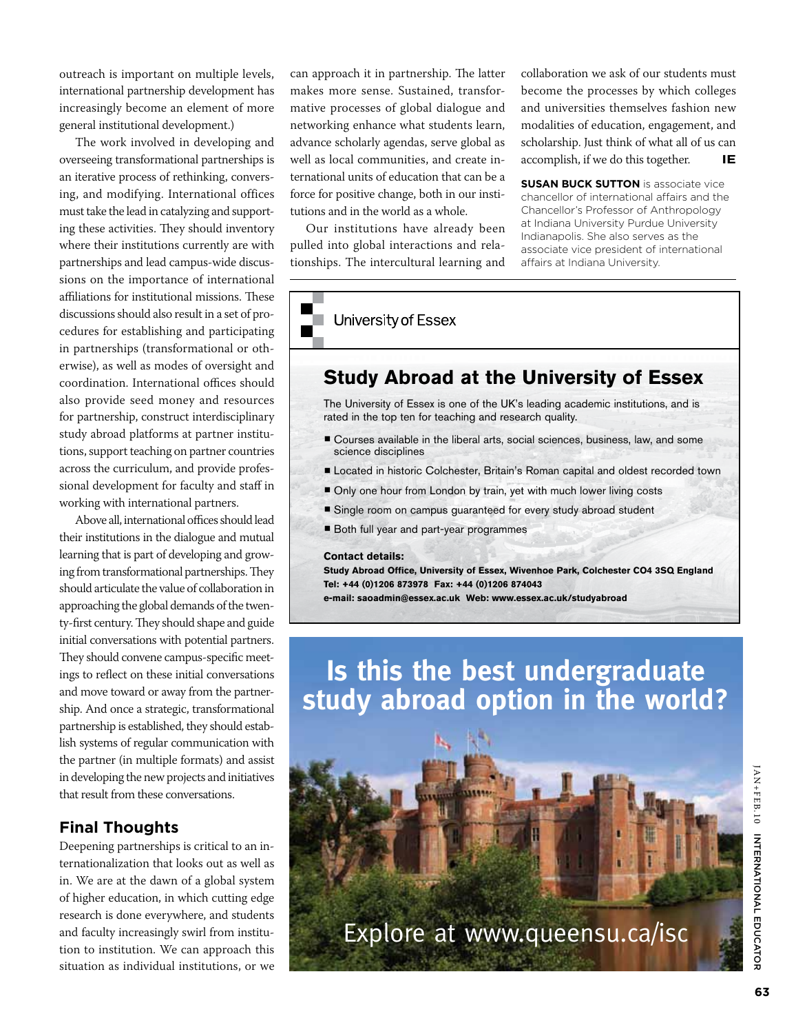outreach is important on multiple levels, international partnership development has increasingly become an element of more general institutional development.)

The work involved in developing and overseeing transformational partnerships is an iterative process of rethinking, conversing, and modifying. International offices must take the lead in catalyzing and supporting these activities. They should inventory where their institutions currently are with partnerships and lead campus-wide discussions on the importance of international affiliations for institutional missions. These discussions should also result in a set of procedures for establishing and participating in partnerships (transformational or otherwise), as well as modes of oversight and coordination. International offices should also provide seed money and resources for partnership, construct interdisciplinary study abroad platforms at partner institutions, support teaching on partner countries across the curriculum, and provide professional development for faculty and staff in working with international partners.

Above all, international offices should lead their institutions in the dialogue and mutual learning that is part of developing and growing from transformational partnerships. They should articulate the value of collaboration in approaching the global demands of the twenty-first century. They should shape and guide initial conversations with potential partners. They should convene campus-specific meetings to reflect on these initial conversations and move toward or away from the partnership. And once a strategic, transformational partnership is established, they should establish systems of regular communication with the partner (in multiple formats) and assist in developing the new projects and initiatives that result from these conversations.

## Final Thoughts

Deepening partnerships is critical to an internationalization that looks out as well as in. We are at the dawn of a global system of higher education, in which cutting edge research is done everywhere, and students and faculty increasingly swirl from institution to institution. We can approach this situation as individual institutions, or we can approach it in partnership. The latter makes more sense. Sustained, transformative processes of global dialogue and networking enhance what students learn, advance scholarly agendas, serve global as well as local communities, and create international units of education that can be a force for positive change, both in our institutions and in the world as a whole.

Our institutions have already been pulled into global interactions and relationships. The intercultural learning and collaboration we ask of our students must become the processes by which colleges and universities themselves fashion new modalities of education, engagement, and scholarship. Just think of what all of us can accomplish, if we do this together. **IE**

**SUSAN BUCK SUTTON** is associate vice chancellor of international affairs and the Chancellor's Professor of Anthropology at Indiana University Purdue University Indianapolis. She also serves as the associate vice president of international affairs at Indiana University.

---

University of Essex

## Study Abroad at the University of Essex

The University of Essex is one of the UK's leading academic institutions, and is rated in the top ten for teaching and research quality.

- Courses available in the liberal arts, social sciences, business, law, and some science disciplines
- Located in historic Colchester, Britain's Roman capital and oldest recorded town
- Only one hour from London by train, yet with much lower living costs
- Single room on campus guaranteed for every study abroad student
- Both full year and part-year programmes

**Contact details:**
**Study Abroad Office, University of Essex, Wivenhoe Park, Colchester CO4 3SQ England**
**Tel: +44 (0)1206 873978 Fax: +44 (0)1206 874043**
**e-mail: saoadmin@essex.ac.uk Web: www.essex.ac.uk/studyabroad**

---

## Is this the best undergraduate study abroad option in the world?

Explore at www.queensu.ca/isc